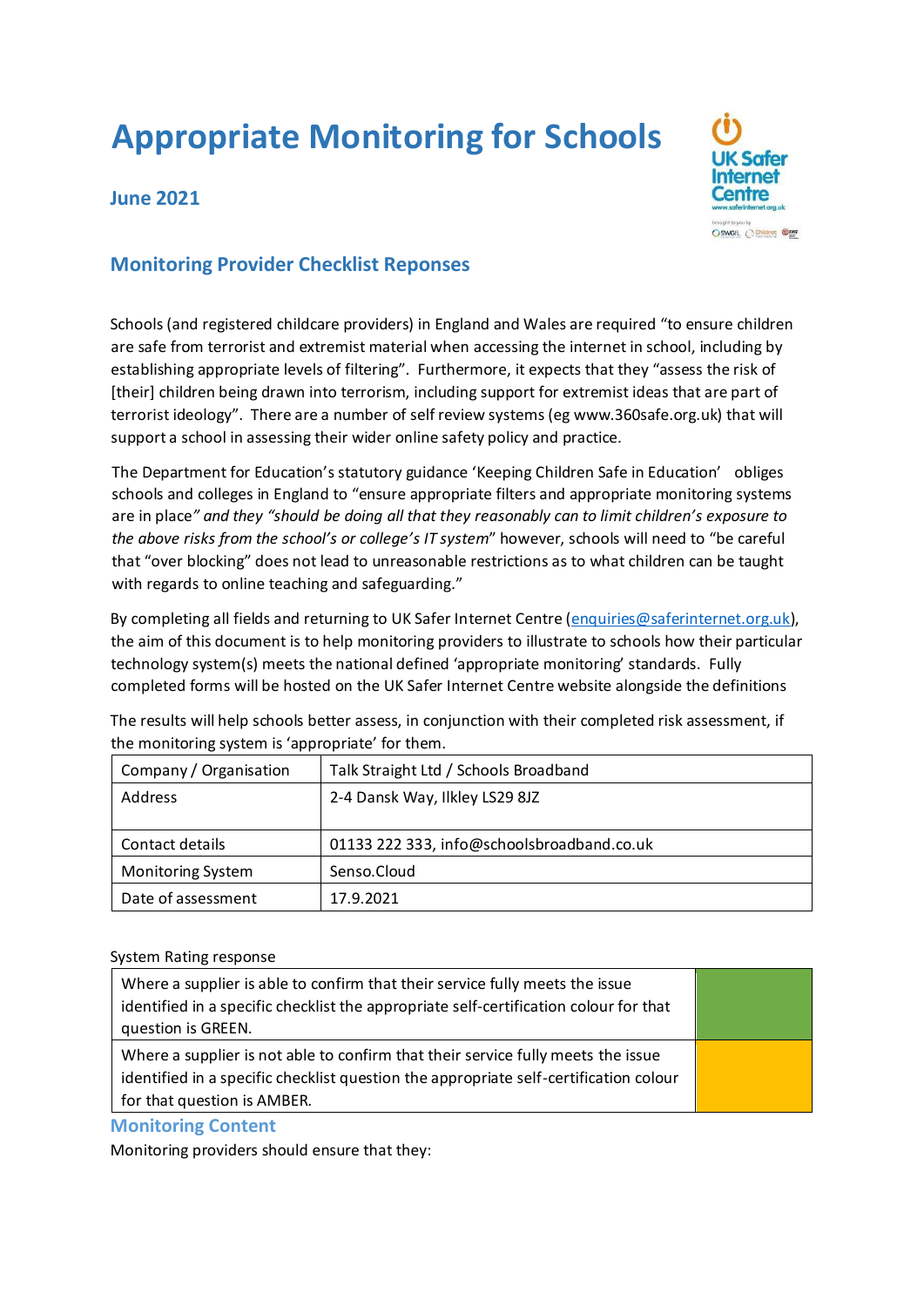# Appropriate Monitoring for Schools

## June 2021

## Monitoring Provider Checklist Reponses

Schools (and registered childcare providers) in England and Wales are required "to ensure children are safe from terrorist and extremist material when accessing the internet in school, including by establishing appropriate levels of filtering". Furthermore, it expects that they "assess the risk of [their] children being drawn into terrorism, including support for extremist ideas that are part of terrorist ideology". There are a number of self review systems (eg www.360safe.org.uk) that will support a school in assessing their wider online safety policy and practice.

The Department for Education's statutory guidance 'Keeping Children Safe in Education' obliges schools and colleges in England to "ensure appropriate filters and appropriate monitoring systems are in place*" and they "should be doing all that they reasonably can to limit children's exposure to the above risks from the school's or college's IT system*" however, schools will need to "be careful that "over blocking" does not lead to unreasonable restrictions as to what children can be taught with regards to online teaching and safeguarding."

By completing all fields and returning to UK Safer Internet Centre (enquiries@saferinternet.org.uk), the aim of this document is to help monitoring providers to illustrate to schools how their particular technology system(s) meets the national defined 'appropriate monitoring' standards. Fully completed forms will be hosted on the UK Safer Internet Centre website alongside the definitions

The results will help schools better assess, in conjunction with their completed risk assessment, if the monitoring system is 'appropriate' for them.

| | |
|---|---|
| Company / Organisation | Talk Straight Ltd / Schools Broadband |
| Address | 2-4 Dansk Way, Ilkley LS29 8JZ |
| Contact details | 01133 222 333, info@schoolsbroadband.co.uk |
| Monitoring System | Senso.Cloud |
| Date of assessment | 17.9.2021 |

System Rating response

| | |
|---|---|
| Where a supplier is able to confirm that their service fully meets the issue identified in a specific checklist the appropriate self-certification colour for that question is GREEN. | GREEN |
| Where a supplier is not able to confirm that their service fully meets the issue identified in a specific checklist question the appropriate self-certification colour for that question is AMBER. | AMBER |

## Monitoring Content

Monitoring providers should ensure that they: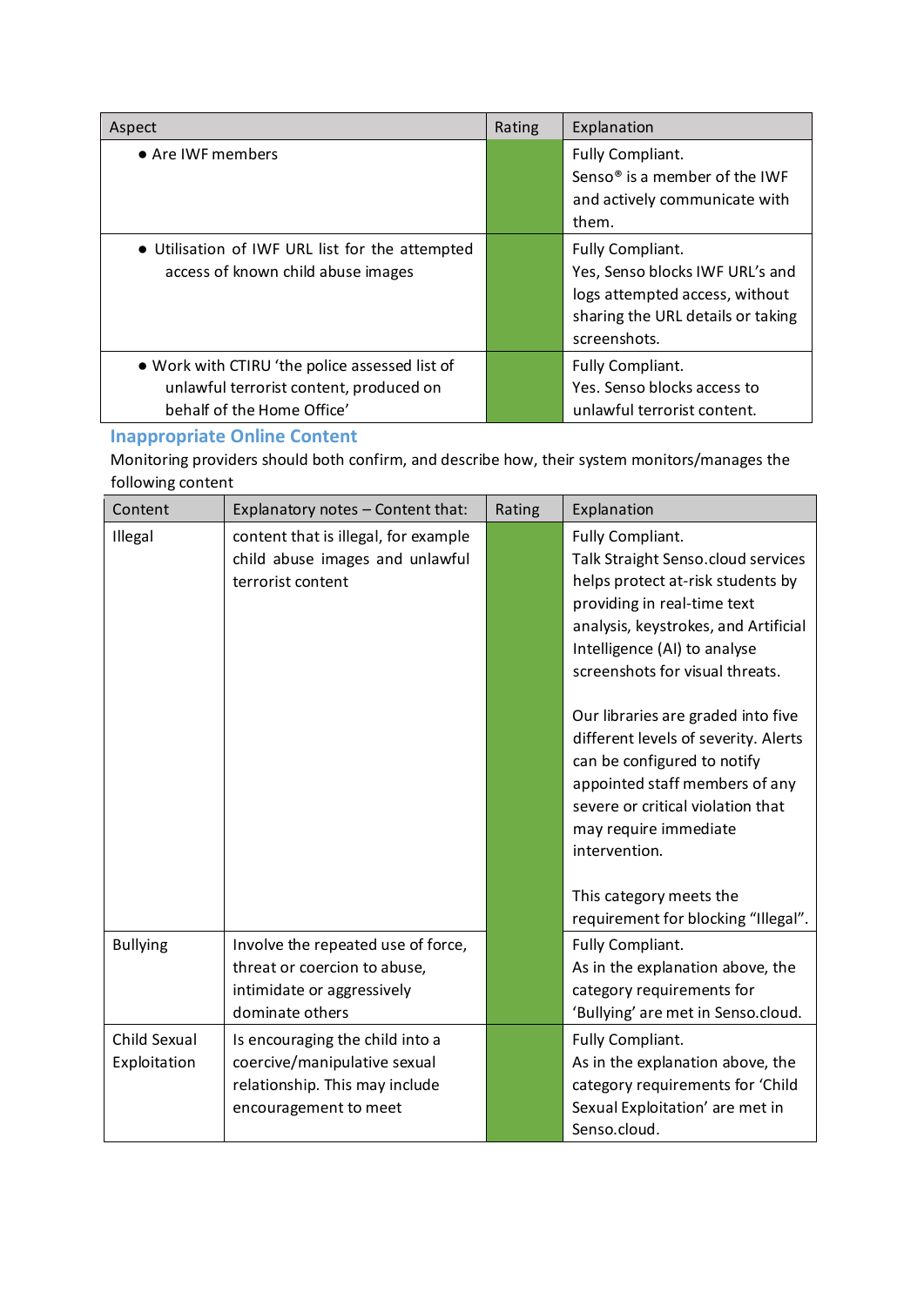| Aspect | Rating | Explanation |
|---|---|---|
| • Are IWF members | | Fully Compliant. Senso® is a member of the IWF and actively communicate with them. |
| • Utilisation of IWF URL list for the attempted access of known child abuse images | | Fully Compliant. Yes, Senso blocks IWF URL's and logs attempted access, without sharing the URL details or taking screenshots. |
| • Work with CTIRU 'the police assessed list of unlawful terrorist content, produced on behalf of the Home Office' | | Fully Compliant. Yes. Senso blocks access to unlawful terrorist content. |

## Inappropriate Online Content

Monitoring providers should both confirm, and describe how, their system monitors/manages the following content

| Content | Explanatory notes – Content that: | Rating | Explanation |
|---|---|---|---|
| Illegal | content that is illegal, for example child abuse images and unlawful terrorist content | | Fully Compliant. Talk Straight Senso.cloud services helps protect at-risk students by providing in real-time text analysis, keystrokes, and Artificial Intelligence (AI) to analyse screenshots for visual threats.<br><br>Our libraries are graded into five different levels of severity. Alerts can be configured to notify appointed staff members of any severe or critical violation that may require immediate intervention.<br><br>This category meets the requirement for blocking "Illegal". |
| Bullying | Involve the repeated use of force, threat or coercion to abuse, intimidate or aggressively dominate others | | Fully Compliant. As in the explanation above, the category requirements for 'Bullying' are met in Senso.cloud. |
| Child Sexual Exploitation | Is encouraging the child into a coercive/manipulative sexual relationship. This may include encouragement to meet | | Fully Compliant. As in the explanation above, the category requirements for 'Child Sexual Exploitation' are met in Senso.cloud. |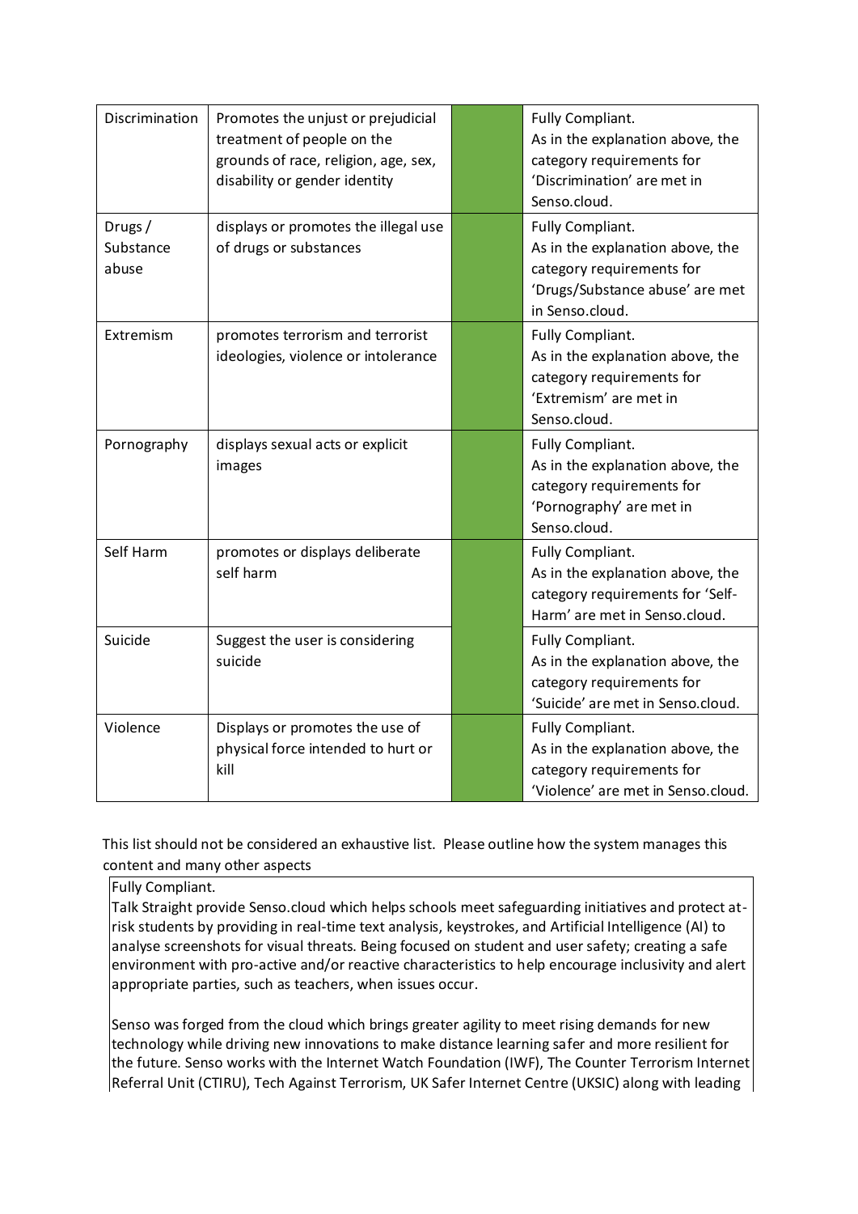| | | | |
|---|---|---|---|
| Discrimination | Promotes the unjust or prejudicial treatment of people on the grounds of race, religion, age, sex, disability or gender identity | | Fully Compliant. As in the explanation above, the category requirements for 'Discrimination' are met in Senso.cloud. |
| Drugs / Substance abuse | displays or promotes the illegal use of drugs or substances | | Fully Compliant. As in the explanation above, the category requirements for 'Drugs/Substance abuse' are met in Senso.cloud. |
| Extremism | promotes terrorism and terrorist ideologies, violence or intolerance | | Fully Compliant. As in the explanation above, the category requirements for 'Extremism' are met in Senso.cloud. |
| Pornography | displays sexual acts or explicit images | | Fully Compliant. As in the explanation above, the category requirements for 'Pornography' are met in Senso.cloud. |
| Self Harm | promotes or displays deliberate self harm | | Fully Compliant. As in the explanation above, the category requirements for 'Self-Harm' are met in Senso.cloud. |
| Suicide | Suggest the user is considering suicide | | Fully Compliant. As in the explanation above, the category requirements for 'Suicide' are met in Senso.cloud. |
| Violence | Displays or promotes the use of physical force intended to hurt or kill | | Fully Compliant. As in the explanation above, the category requirements for 'Violence' are met in Senso.cloud. |

This list should not be considered an exhaustive list. Please outline how the system manages this content and many other aspects

Fully Compliant.
Talk Straight provide Senso.cloud which helps schools meet safeguarding initiatives and protect at-risk students by providing in real-time text analysis, keystrokes, and Artificial Intelligence (AI) to analyse screenshots for visual threats. Being focused on student and user safety; creating a safe environment with pro-active and/or reactive characteristics to help encourage inclusivity and alert appropriate parties, such as teachers, when issues occur.

Senso was forged from the cloud which brings greater agility to meet rising demands for new technology while driving new innovations to make distance learning safer and more resilient for the future. Senso works with the Internet Watch Foundation (IWF), The Counter Terrorism Internet Referral Unit (CTIRU), Tech Against Terrorism, UK Safer Internet Centre (UKSIC) along with leading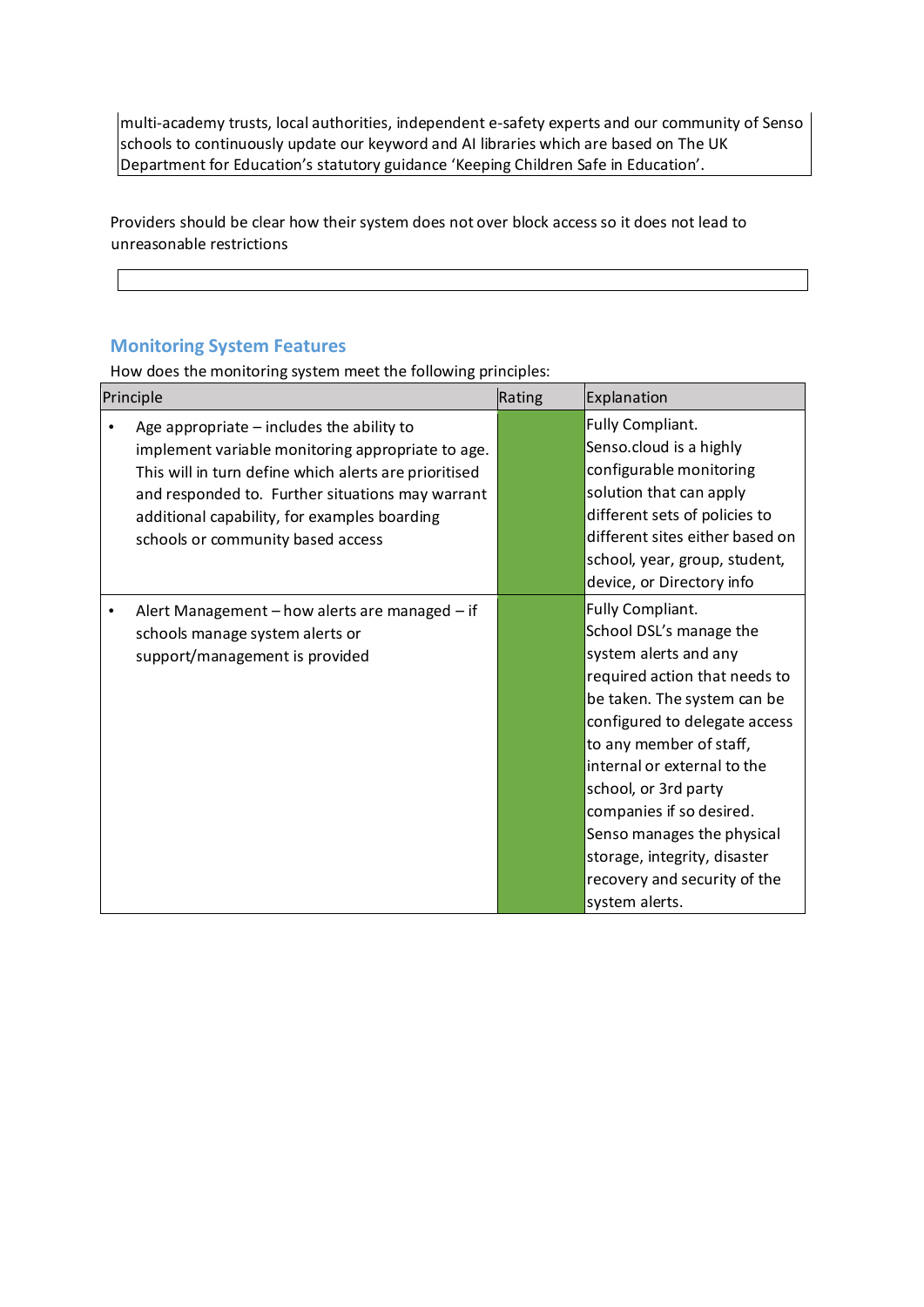multi-academy trusts, local authorities, independent e-safety experts and our community of Senso schools to continuously update our keyword and AI libraries which are based on The UK Department for Education's statutory guidance 'Keeping Children Safe in Education'.

Providers should be clear how their system does not over block access so it does not lead to unreasonable restrictions

## Monitoring System Features

How does the monitoring system meet the following principles:

| Principle | Rating | Explanation |
|---|---|---|
| • Age appropriate – includes the ability to implement variable monitoring appropriate to age. This will in turn define which alerts are prioritised and responded to. Further situations may warrant additional capability, for examples boarding schools or community based access | | Fully Compliant. Senso.cloud is a highly configurable monitoring solution that can apply different sets of policies to different sites either based on school, year, group, student, device, or Directory info |
| • Alert Management – how alerts are managed – if schools manage system alerts or support/management is provided | | Fully Compliant. School DSL's manage the system alerts and any required action that needs to be taken. The system can be configured to delegate access to any member of staff, internal or external to the school, or 3rd party companies if so desired. Senso manages the physical storage, integrity, disaster recovery and security of the system alerts. |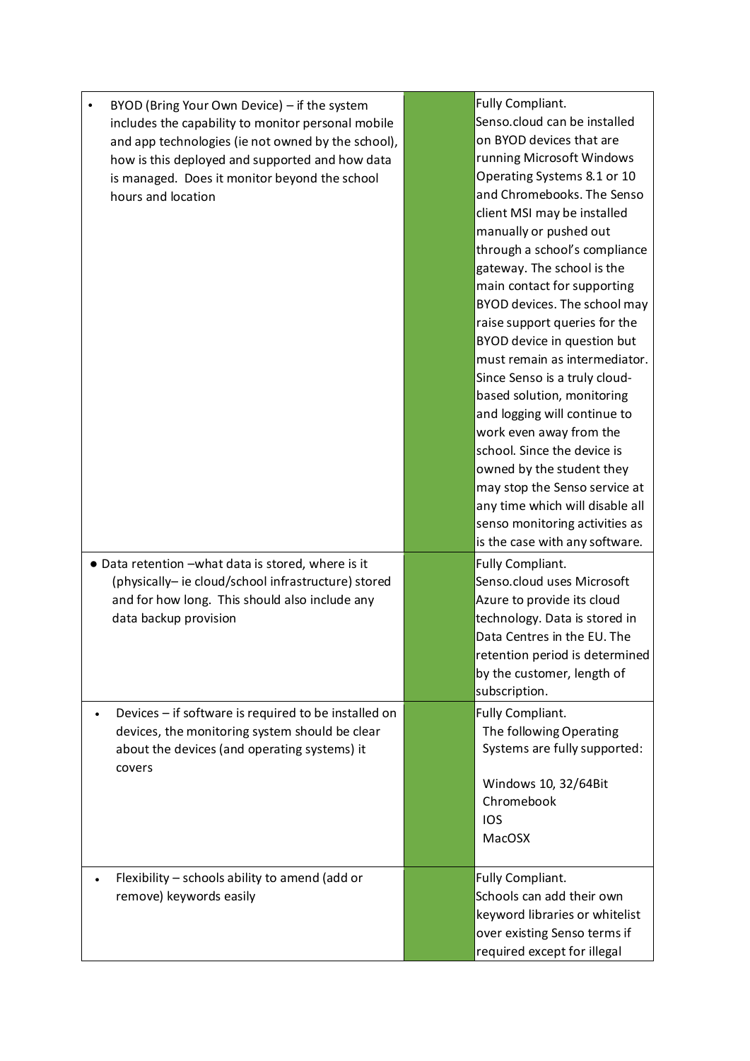| | | |
|---|---|---|
| • BYOD (Bring Your Own Device) – if the system includes the capability to monitor personal mobile and app technologies (ie not owned by the school), how is this deployed and supported and how data is managed. Does it monitor beyond the school hours and location | | Fully Compliant. Senso.cloud can be installed on BYOD devices that are running Microsoft Windows Operating Systems 8.1 or 10 and Chromebooks. The Senso client MSI may be installed manually or pushed out through a school's compliance gateway. The school is the main contact for supporting BYOD devices. The school may raise support queries for the BYOD device in question but must remain as intermediator. Since Senso is a truly cloud-based solution, monitoring and logging will continue to work even away from the school. Since the device is owned by the student they may stop the Senso service at any time which will disable all senso monitoring activities as is the case with any software. |
| • Data retention –what data is stored, where is it (physically– ie cloud/school infrastructure) stored and for how long. This should also include any data backup provision | | Fully Compliant. Senso.cloud uses Microsoft Azure to provide its cloud technology. Data is stored in Data Centres in the EU. The retention period is determined by the customer, length of subscription. |
| • Devices – if software is required to be installed on devices, the monitoring system should be clear about the devices (and operating systems) it covers | | Fully Compliant. The following Operating Systems are fully supported:<br><br>Windows 10, 32/64Bit<br>Chromebook<br>IOS<br>MacOSX |
| • Flexibility – schools ability to amend (add or remove) keywords easily | | Fully Compliant. Schools can add their own keyword libraries or whitelist over existing Senso terms if required except for illegal |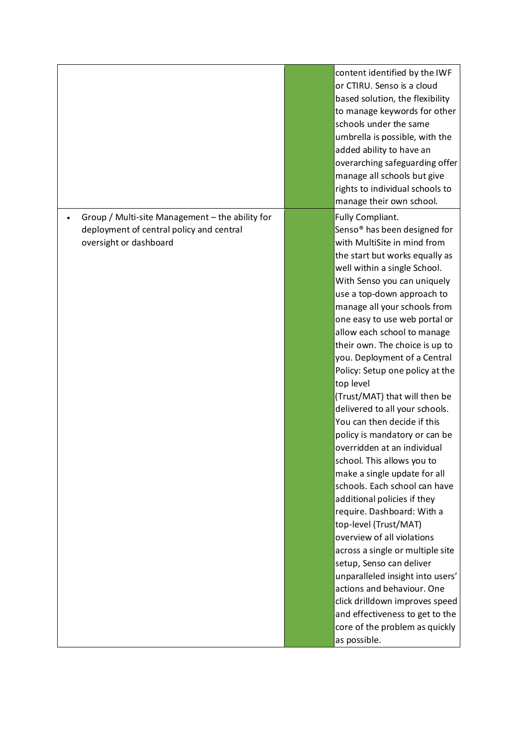| | | |
|---|---|---|
| | | content identified by the IWF or CTIRU. Senso is a cloud based solution, the flexibility to manage keywords for other schools under the same umbrella is possible, with the added ability to have an overarching safeguarding offer manage all schools but give rights to individual schools to manage their own school. |
| • Group / Multi-site Management – the ability for deployment of central policy and central oversight or dashboard | | Fully Compliant. Senso® has been designed for with MultiSite in mind from the start but works equally as well within a single School. With Senso you can uniquely use a top-down approach to manage all your schools from one easy to use web portal or allow each school to manage their own. The choice is up to you. Deployment of a Central Policy: Setup one policy at the top level (Trust/MAT) that will then be delivered to all your schools. You can then decide if this policy is mandatory or can be overridden at an individual school. This allows you to make a single update for all schools. Each school can have additional policies if they require. Dashboard: With a top-level (Trust/MAT) overview of all violations across a single or multiple site setup, Senso can deliver unparalleled insight into users' actions and behaviour. One click drilldown improves speed and effectiveness to get to the core of the problem as quickly as possible. |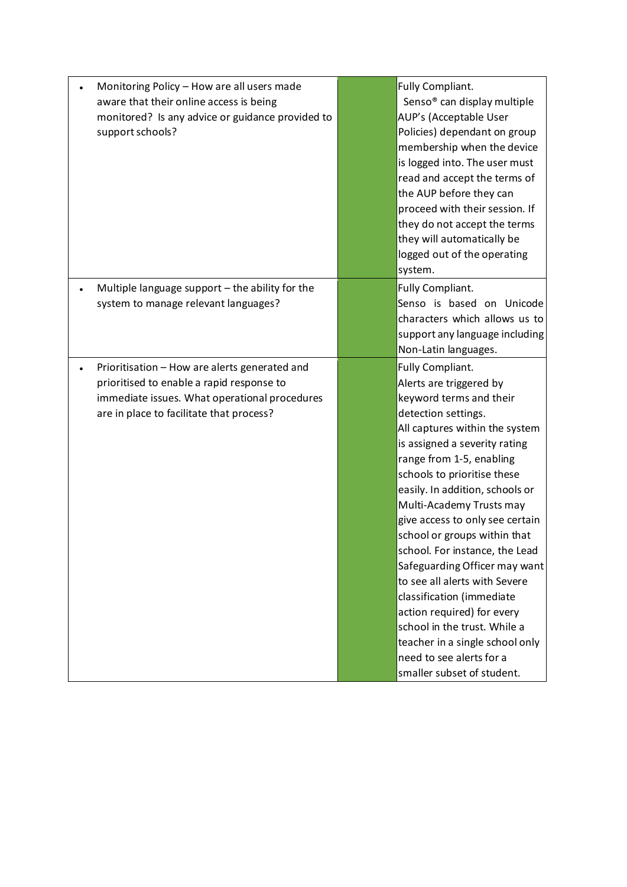| | | |
|---|---|---|
| • Monitoring Policy – How are all users made aware that their online access is being monitored? Is any advice or guidance provided to support schools? | | Fully Compliant. Senso® can display multiple AUP's (Acceptable User Policies) dependant on group membership when the device is logged into. The user must read and accept the terms of the AUP before they can proceed with their session. If they do not accept the terms they will automatically be logged out of the operating system. |
| • Multiple language support – the ability for the system to manage relevant languages? | | Fully Compliant. Senso is based on Unicode characters which allows us to support any language including Non-Latin languages. |
| • Prioritisation – How are alerts generated and prioritised to enable a rapid response to immediate issues. What operational procedures are in place to facilitate that process? | | Fully Compliant. Alerts are triggered by keyword terms and their detection settings. All captures within the system is assigned a severity rating range from 1-5, enabling schools to prioritise these easily. In addition, schools or Multi-Academy Trusts may give access to only see certain school or groups within that school. For instance, the Lead Safeguarding Officer may want to see all alerts with Severe classification (immediate action required) for every school in the trust. While a teacher in a single school only need to see alerts for a smaller subset of student. |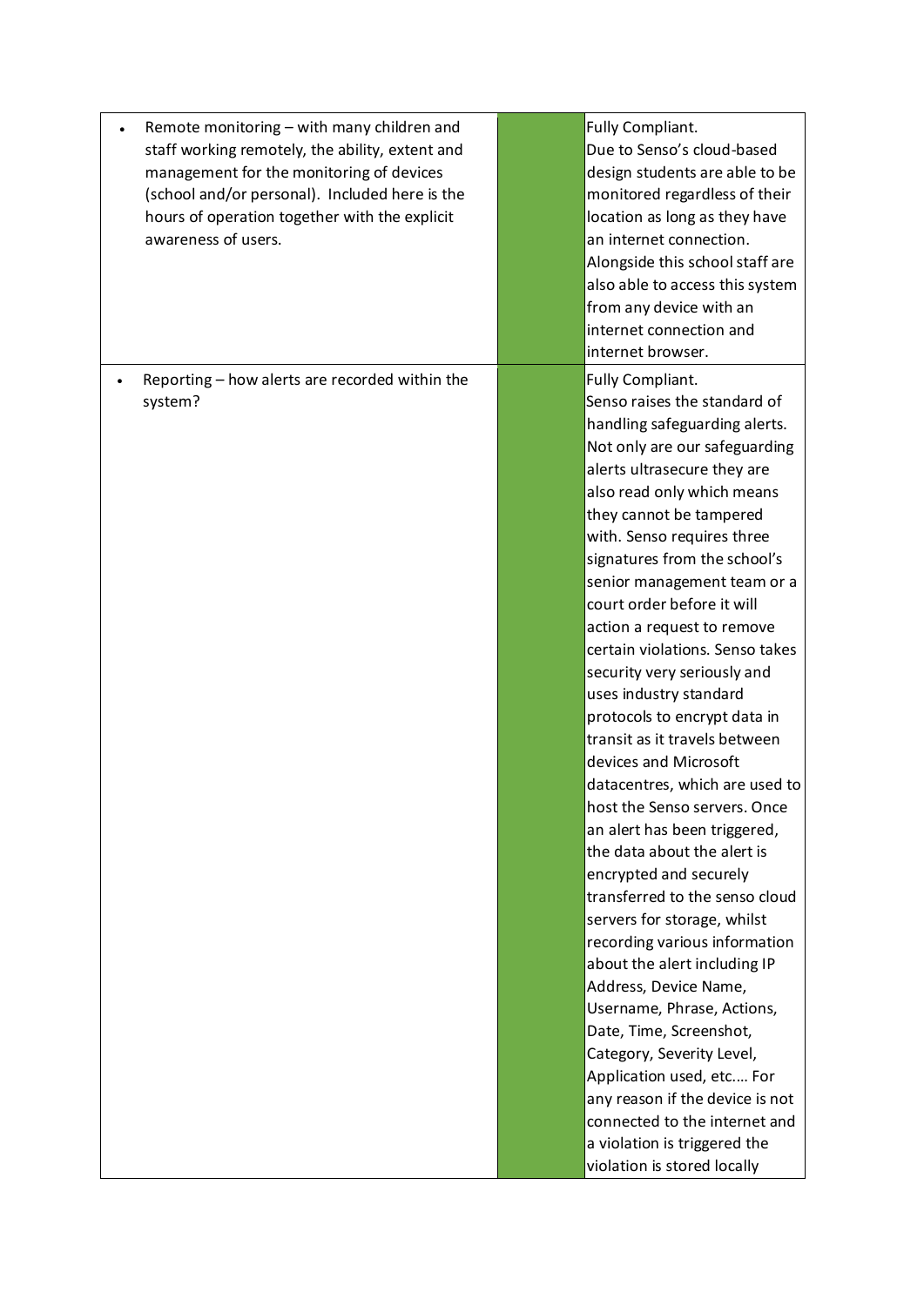| | | |
|---|---|---|
| • Remote monitoring – with many children and staff working remotely, the ability, extent and management for the monitoring of devices (school and/or personal). Included here is the hours of operation together with the explicit awareness of users. | | Fully Compliant.<br>Due to Senso's cloud-based design students are able to be monitored regardless of their location as long as they have an internet connection. Alongside this school staff are also able to access this system from any device with an internet connection and internet browser. |
| • Reporting – how alerts are recorded within the system? | | Fully Compliant.<br>Senso raises the standard of handling safeguarding alerts. Not only are our safeguarding alerts ultrasecure they are also read only which means they cannot be tampered with. Senso requires three signatures from the school's senior management team or a court order before it will action a request to remove certain violations. Senso takes security very seriously and uses industry standard protocols to encrypt data in transit as it travels between devices and Microsoft datacentres, which are used to host the Senso servers. Once an alert has been triggered, the data about the alert is encrypted and securely transferred to the senso cloud servers for storage, whilst recording various information about the alert including IP Address, Device Name, Username, Phrase, Actions, Date, Time, Screenshot, Category, Severity Level, Application used, etc.... For any reason if the device is not connected to the internet and a violation is triggered the violation is stored locally |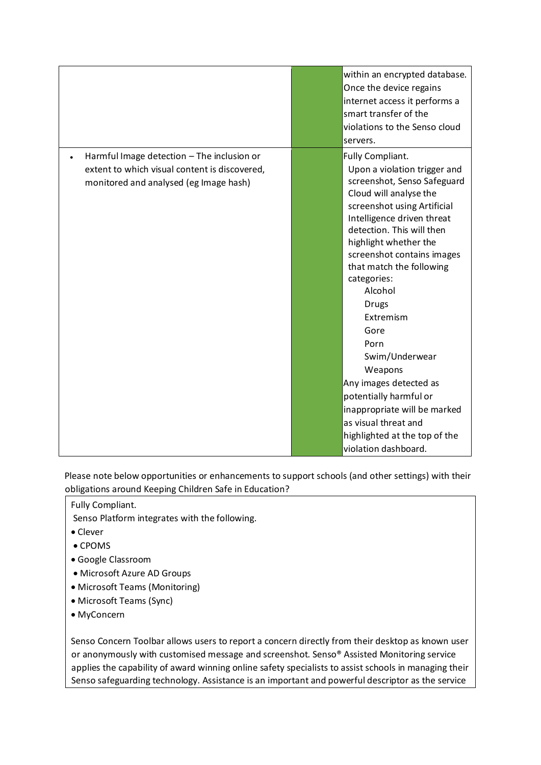| | | |
|---|---|---|
| | | within an encrypted database. Once the device regains internet access it performs a smart transfer of the violations to the Senso cloud servers. |
| • Harmful Image detection – The inclusion or extent to which visual content is discovered, monitored and analysed (eg Image hash) | | Fully Compliant.<br>Upon a violation trigger and screenshot, Senso Safeguard Cloud will analyse the screenshot using Artificial Intelligence driven threat detection. This will then highlight whether the screenshot contains images that match the following categories:<br>Alcohol<br>Drugs<br>Extremism<br>Gore<br>Porn<br>Swim/Underwear<br>Weapons<br>Any images detected as potentially harmful or inappropriate will be marked as visual threat and highlighted at the top of the violation dashboard. |

Please note below opportunities or enhancements to support schools (and other settings) with their obligations around Keeping Children Safe in Education?

Fully Compliant.

Senso Platform integrates with the following.

- Clever
- CPOMS
- Google Classroom
- Microsoft Azure AD Groups
- Microsoft Teams (Monitoring)
- Microsoft Teams (Sync)
- MyConcern

Senso Concern Toolbar allows users to report a concern directly from their desktop as known user or anonymously with customised message and screenshot. Senso® Assisted Monitoring service applies the capability of award winning online safety specialists to assist schools in managing their Senso safeguarding technology. Assistance is an important and powerful descriptor as the service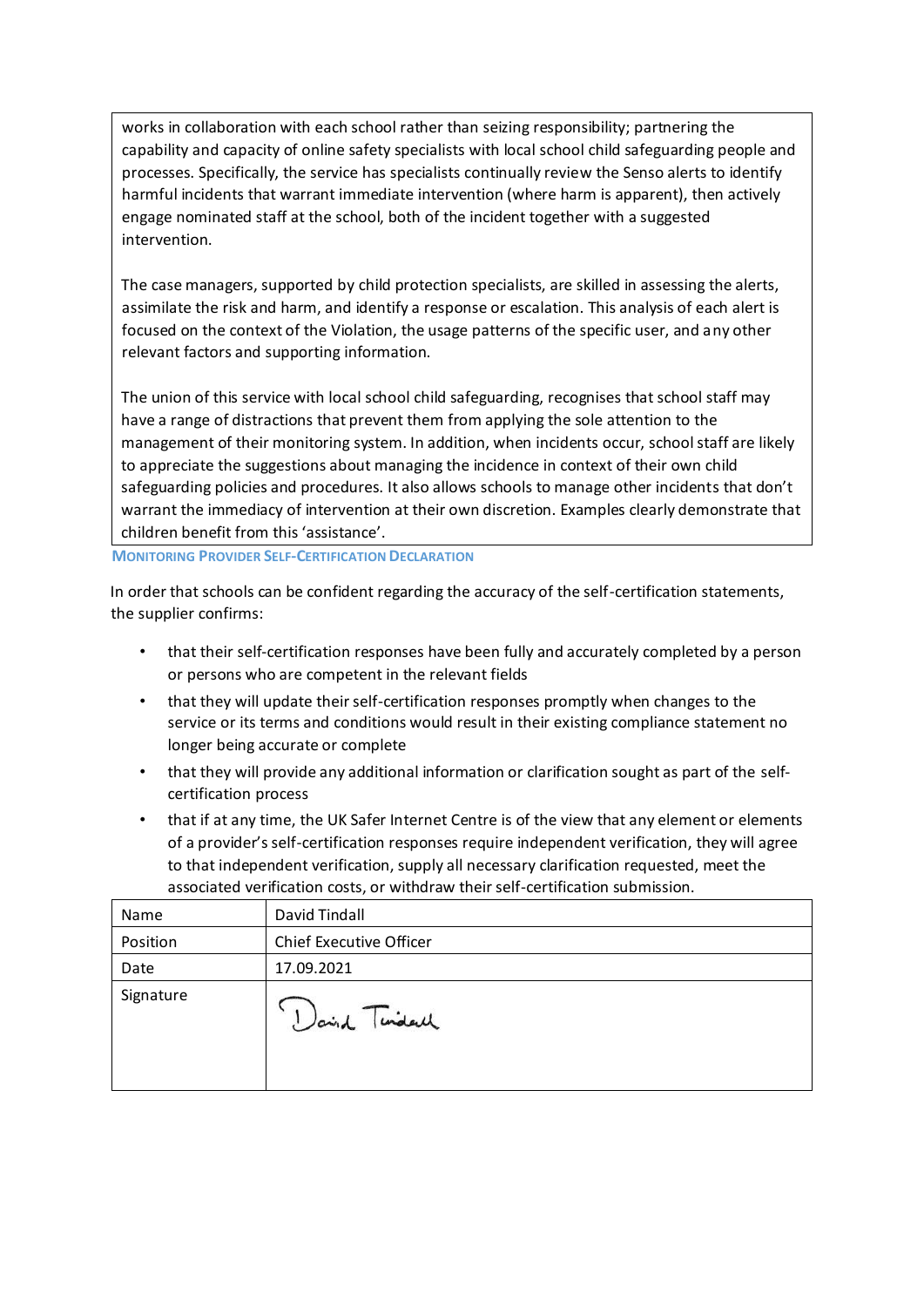works in collaboration with each school rather than seizing responsibility; partnering the capability and capacity of online safety specialists with local school child safeguarding people and processes. Specifically, the service has specialists continually review the Senso alerts to identify harmful incidents that warrant immediate intervention (where harm is apparent), then actively engage nominated staff at the school, both of the incident together with a suggested intervention.

The case managers, supported by child protection specialists, are skilled in assessing the alerts, assimilate the risk and harm, and identify a response or escalation. This analysis of each alert is focused on the context of the Violation, the usage patterns of the specific user, and any other relevant factors and supporting information.

The union of this service with local school child safeguarding, recognises that school staff may have a range of distractions that prevent them from applying the sole attention to the management of their monitoring system. In addition, when incidents occur, school staff are likely to appreciate the suggestions about managing the incidence in context of their own child safeguarding policies and procedures. It also allows schools to manage other incidents that don't warrant the immediacy of intervention at their own discretion. Examples clearly demonstrate that children benefit from this 'assistance'.

### Monitoring Provider Self-Certification Declaration

In order that schools can be confident regarding the accuracy of the self-certification statements, the supplier confirms:

- that their self-certification responses have been fully and accurately completed by a person or persons who are competent in the relevant fields
- that they will update their self-certification responses promptly when changes to the service or its terms and conditions would result in their existing compliance statement no longer being accurate or complete
- that they will provide any additional information or clarification sought as part of the self-certification process
- that if at any time, the UK Safer Internet Centre is of the view that any element or elements of a provider's self-certification responses require independent verification, they will agree to that independent verification, supply all necessary clarification requested, meet the associated verification costs, or withdraw their self-certification submission.

| | |
|---|---|
| Name | David Tindall |
| Position | Chief Executive Officer |
| Date | 17.09.2021 |
| Signature | David Tindall |